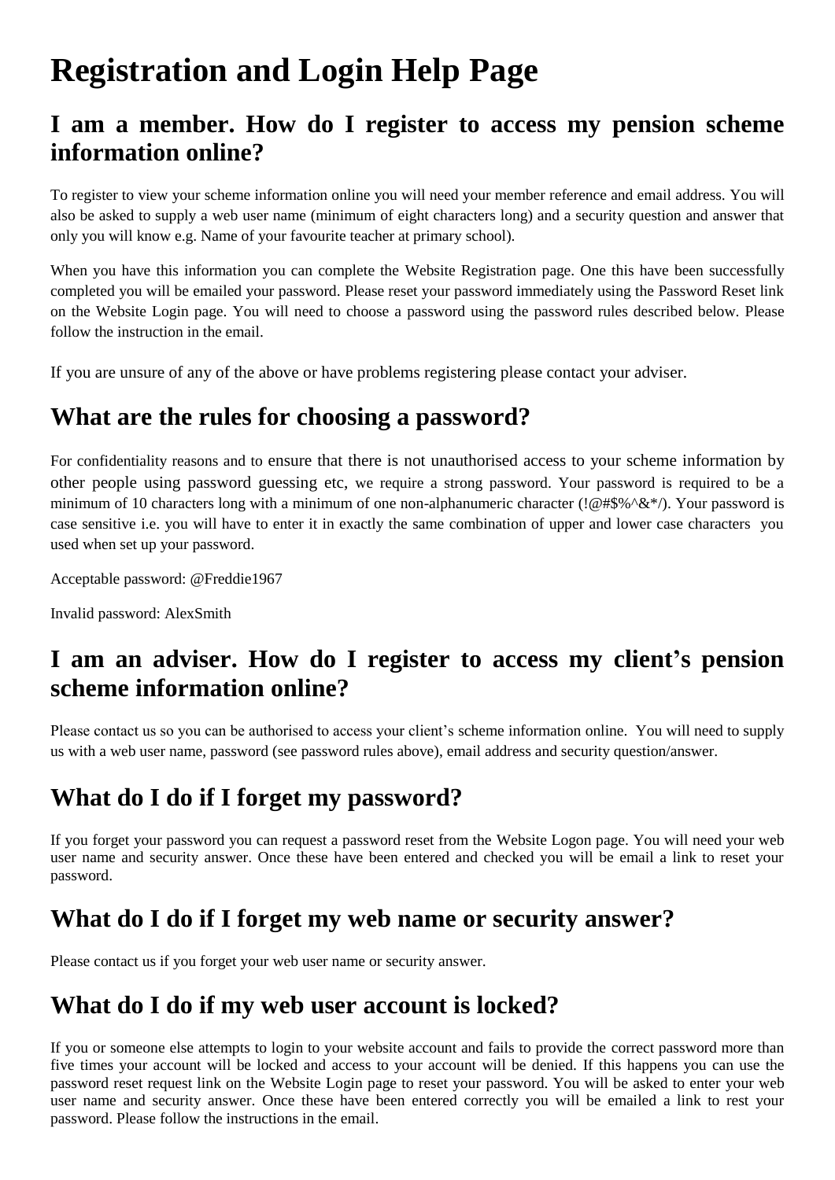# Registration and Login Help Page

## I am a member. How do I register to access my pension scheme information online?

To register to view your scheme information online you will need your member reference and email address. You will also be asked to supply a web user name (minimum of eight characters long) and a security question and answer that only you will know e.g. Name of your favourite teacher at primary school).

When you have this information you can complete the Website Registration page. One this have been successfully completed you will be emailed your password. Please reset your password immediately using the Password Reset link on the Website Login page. You will need to choose a password using the password rules described below. Please follow the instruction in the email.

If you are unsure of any of the above or have problems registering please contact your adviser.

## What are the rules for choosing a password?

For confidentiality reasons and to ensure that there is not unauthorised access to your scheme information by other people using password guessing etc, we require a strong password. Your password is required to be a minimum of 10 characters long with a minimum of one non-alphanumeric character (!@#$%^&*/). Your password is case sensitive i.e. you will have to enter it in exactly the same combination of upper and lower case characters you used when set up your password.

Acceptable password: @Freddie1967

Invalid password: AlexSmith

## I am an adviser. How do I register to access my client's pension scheme information online?

Please contact us so you can be authorised to access your client's scheme information online. You will need to supply us with a web user name, password (see password rules above), email address and security question/answer.

## What do I do if I forget my password?

If you forget your password you can request a password reset from the Website Logon page. You will need your web user name and security answer. Once these have been entered and checked you will be email a link to reset your password.

## What do I do if I forget my web name or security answer?

Please contact us if you forget your web user name or security answer.

## What do I do if my web user account is locked?

If you or someone else attempts to login to your website account and fails to provide the correct password more than five times your account will be locked and access to your account will be denied. If this happens you can use the password reset request link on the Website Login page to reset your password. You will be asked to enter your web user name and security answer. Once these have been entered correctly you will be emailed a link to rest your password. Please follow the instructions in the email.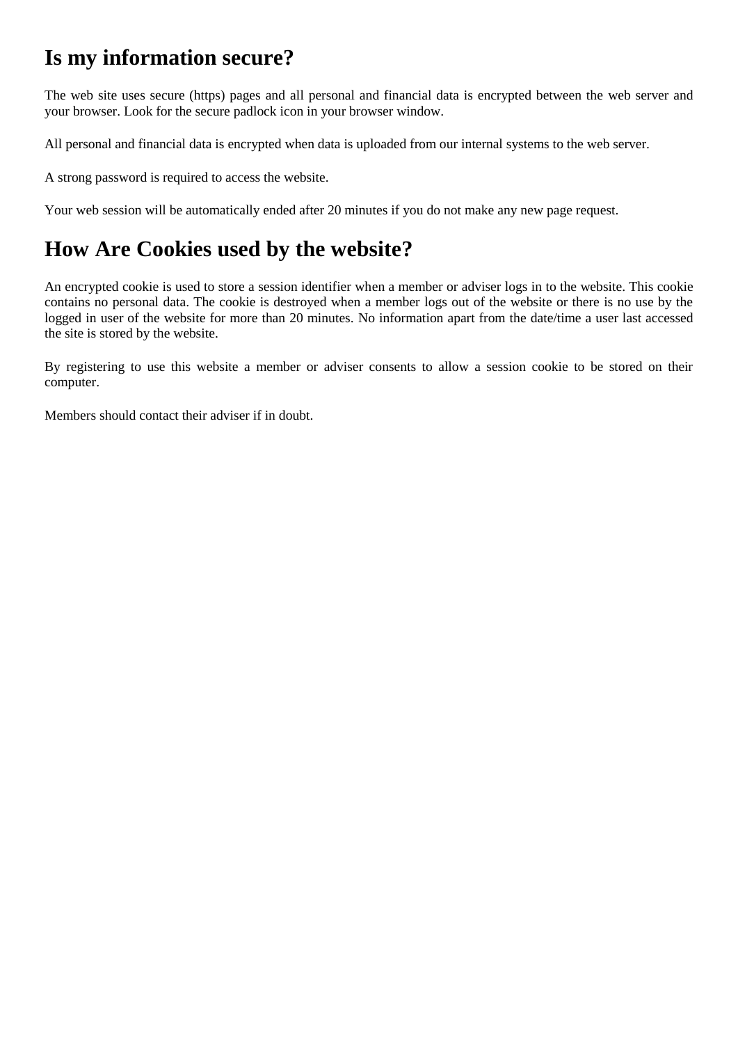## Is my information secure?

The web site uses secure (https) pages and all personal and financial data is encrypted between the web server and your browser. Look for the secure padlock icon in your browser window.

All personal and financial data is encrypted when data is uploaded from our internal systems to the web server.

A strong password is required to access the website.

Your web session will be automatically ended after 20 minutes if you do not make any new page request.

## How Are Cookies used by the website?

An encrypted cookie is used to store a session identifier when a member or adviser logs in to the website. This cookie contains no personal data. The cookie is destroyed when a member logs out of the website or there is no use by the logged in user of the website for more than 20 minutes. No information apart from the date/time a user last accessed the site is stored by the website.

By registering to use this website a member or adviser consents to allow a session cookie to be stored on their computer.

Members should contact their adviser if in doubt.